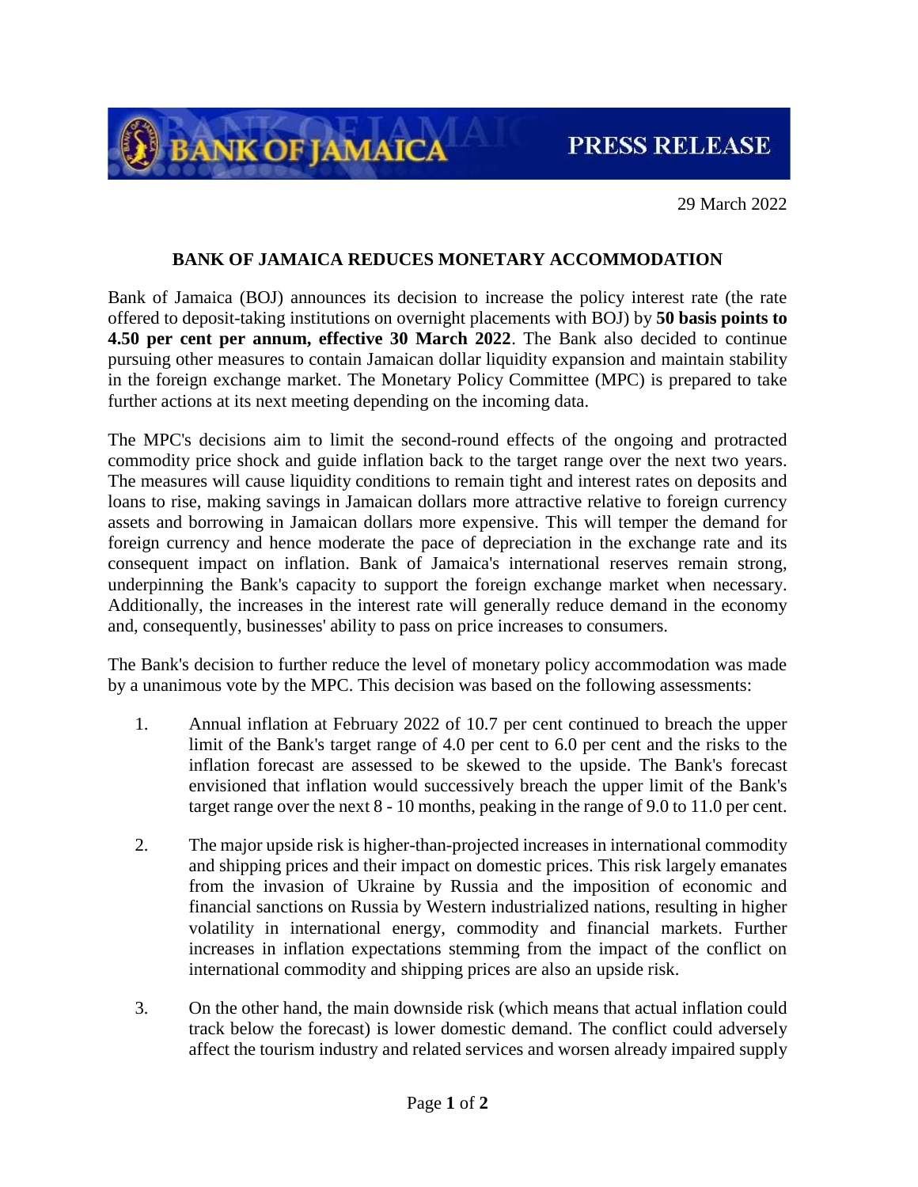**BANK OF JAMAICA** — PRESS RELEASE

29 March 2022

## BANK OF JAMAICA REDUCES MONETARY ACCOMMODATION

Bank of Jamaica (BOJ) announces its decision to increase the policy interest rate (the rate offered to deposit-taking institutions on overnight placements with BOJ) by **50 basis points to 4.50 per cent per annum, effective 30 March 2022**. The Bank also decided to continue pursuing other measures to contain Jamaican dollar liquidity expansion and maintain stability in the foreign exchange market. The Monetary Policy Committee (MPC) is prepared to take further actions at its next meeting depending on the incoming data.

The MPC's decisions aim to limit the second-round effects of the ongoing and protracted commodity price shock and guide inflation back to the target range over the next two years. The measures will cause liquidity conditions to remain tight and interest rates on deposits and loans to rise, making savings in Jamaican dollars more attractive relative to foreign currency assets and borrowing in Jamaican dollars more expensive. This will temper the demand for foreign currency and hence moderate the pace of depreciation in the exchange rate and its consequent impact on inflation. Bank of Jamaica's international reserves remain strong, underpinning the Bank's capacity to support the foreign exchange market when necessary. Additionally, the increases in the interest rate will generally reduce demand in the economy and, consequently, businesses' ability to pass on price increases to consumers.

The Bank's decision to further reduce the level of monetary policy accommodation was made by a unanimous vote by the MPC. This decision was based on the following assessments:

1. Annual inflation at February 2022 of 10.7 per cent continued to breach the upper limit of the Bank's target range of 4.0 per cent to 6.0 per cent and the risks to the inflation forecast are assessed to be skewed to the upside. The Bank's forecast envisioned that inflation would successively breach the upper limit of the Bank's target range over the next 8 - 10 months, peaking in the range of 9.0 to 11.0 per cent.

2. The major upside risk is higher-than-projected increases in international commodity and shipping prices and their impact on domestic prices. This risk largely emanates from the invasion of Ukraine by Russia and the imposition of economic and financial sanctions on Russia by Western industrialized nations, resulting in higher volatility in international energy, commodity and financial markets. Further increases in inflation expectations stemming from the impact of the conflict on international commodity and shipping prices are also an upside risk.

3. On the other hand, the main downside risk (which means that actual inflation could track below the forecast) is lower domestic demand. The conflict could adversely affect the tourism industry and related services and worsen already impaired supply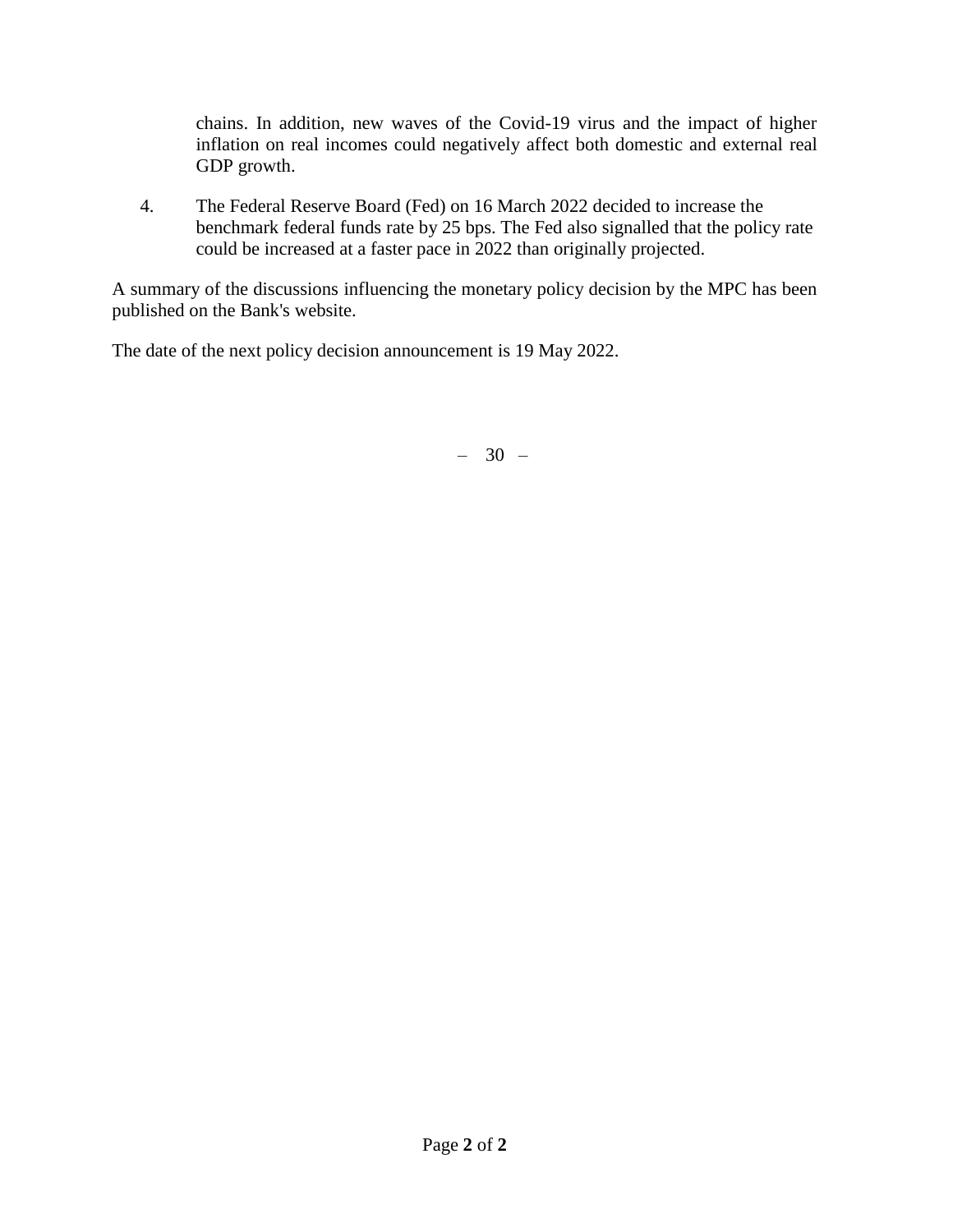chains. In addition, new waves of the Covid-19 virus and the impact of higher inflation on real incomes could negatively affect both domestic and external real GDP growth.

4. The Federal Reserve Board (Fed) on 16 March 2022 decided to increase the benchmark federal funds rate by 25 bps. The Fed also signalled that the policy rate could be increased at a faster pace in 2022 than originally projected.

A summary of the discussions influencing the monetary policy decision by the MPC has been published on the Bank's website.

The date of the next policy decision announcement is 19 May 2022.

– 30 –